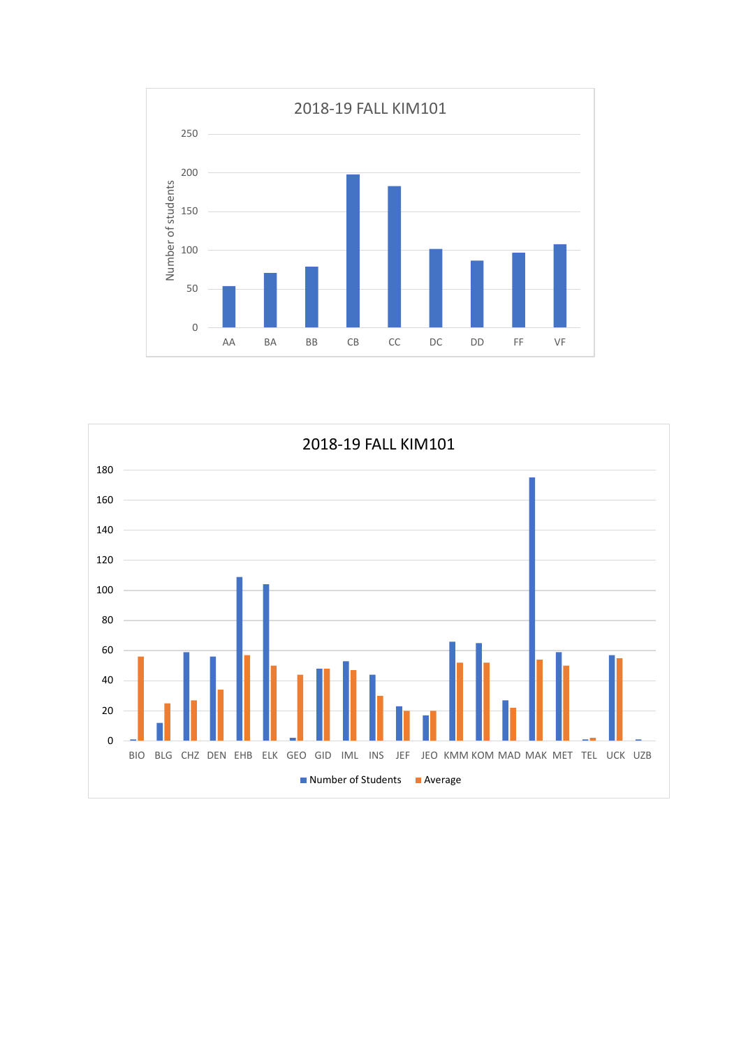## 2018-19 FALL KIM101

Number of students

250
200
150
100
50
0

AA BA BB CB CC DC DD FF VF

## 2018-19 FALL KIM101

180
160
140
120
100
80
60
40
20
0

BIO BLG CHZ DEN EHB ELK GEO GID IML INS JEF JEO KMM KOM MAD MAK MET TEL UCK UZB

Number of Students    Average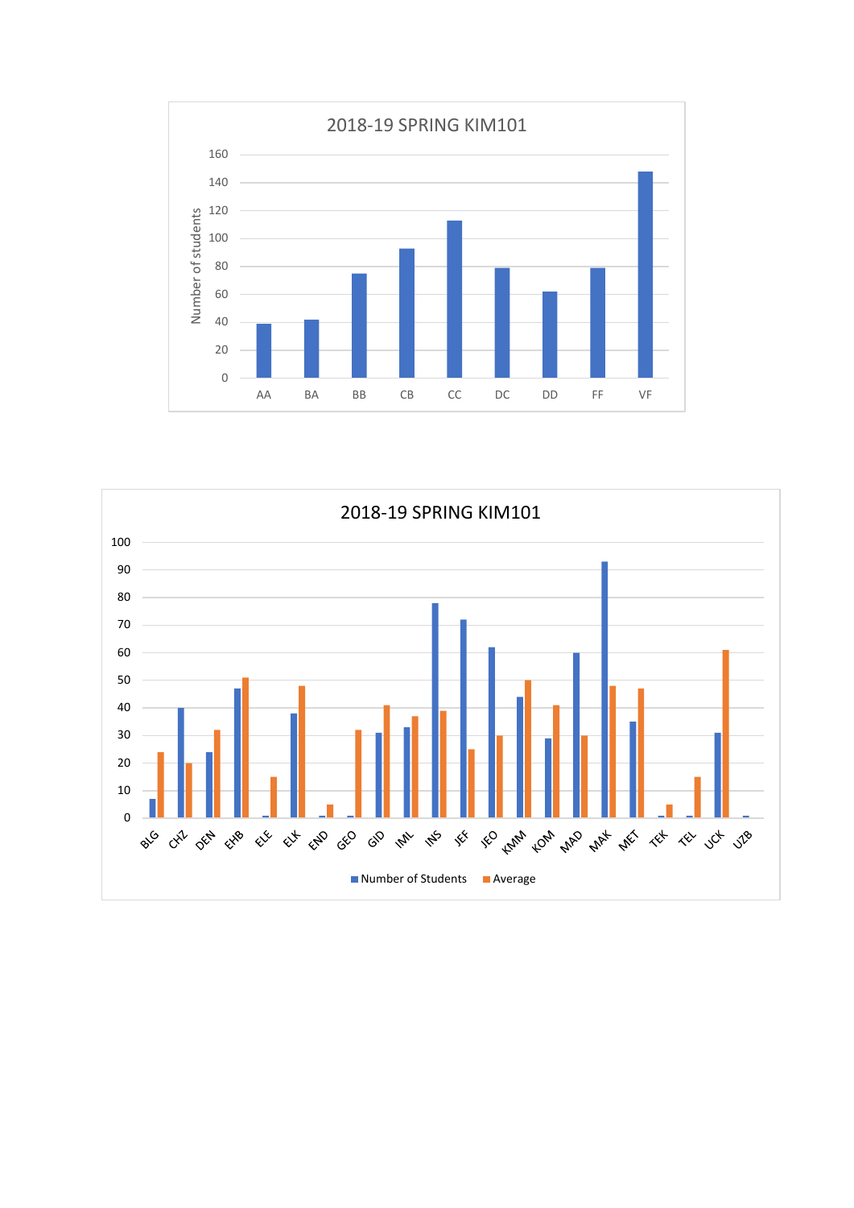## 2018-19 SPRING KIM101

| Grade | Number of students |
|---|---|
| AA | 39 |
| BA | 42 |
| BB | 75 |
| CB | 93 |
| CC | 113 |
| DC | 79 |
| DD | 62 |
| FF | 79 |
| VF | 148 |

## 2018-19 SPRING KIM101

| Department | Number of Students | Average |
|---|---|---|
| BLG | 7 | 24 |
| CHZ | 40 | 20 |
| DEN | 24 | 32 |
| EHB | 47 | 51 |
| ELE | 1 | 15 |
| ELK | 38 | 48 |
| END | 1 | 5 |
| GEO | 1 | 32 |
| GID | 31 | 41 |
| IML | 33 | 37 |
| INS | 78 | 39 |
| JEF | 72 | 25 |
| JEO | 62 | 30 |
| KMM | 44 | 50 |
| KOM | 29 | 41 |
| MAD | 60 | 30 |
| MAK | 93 | 48 |
| MET | 35 | 47 |
| TEK | 1 | 5 |
| TEL | 1 | 15 |
| UCK | 31 | 61 |
| UZB | 1 | |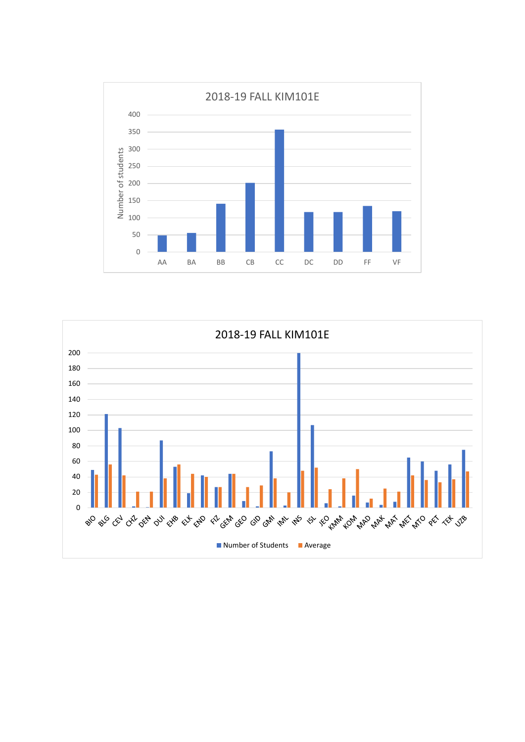## 2018-19 FALL KIM101E

Number of students

400
350
300
250
200
150
100
50
0

AA BA BB CB CC DC DD FF VF

## 2018-19 FALL KIM101E

200
180
160
140
120
100
80
60
40
20
0

BIO BLG CEV CHZ DEN DUI EHB ELK END FIZ GEM GEO GID GMI IML INS ISL JEO KMM KOM MAD MAK MAT MET MTO PET TEK UZB

Number of Students  Average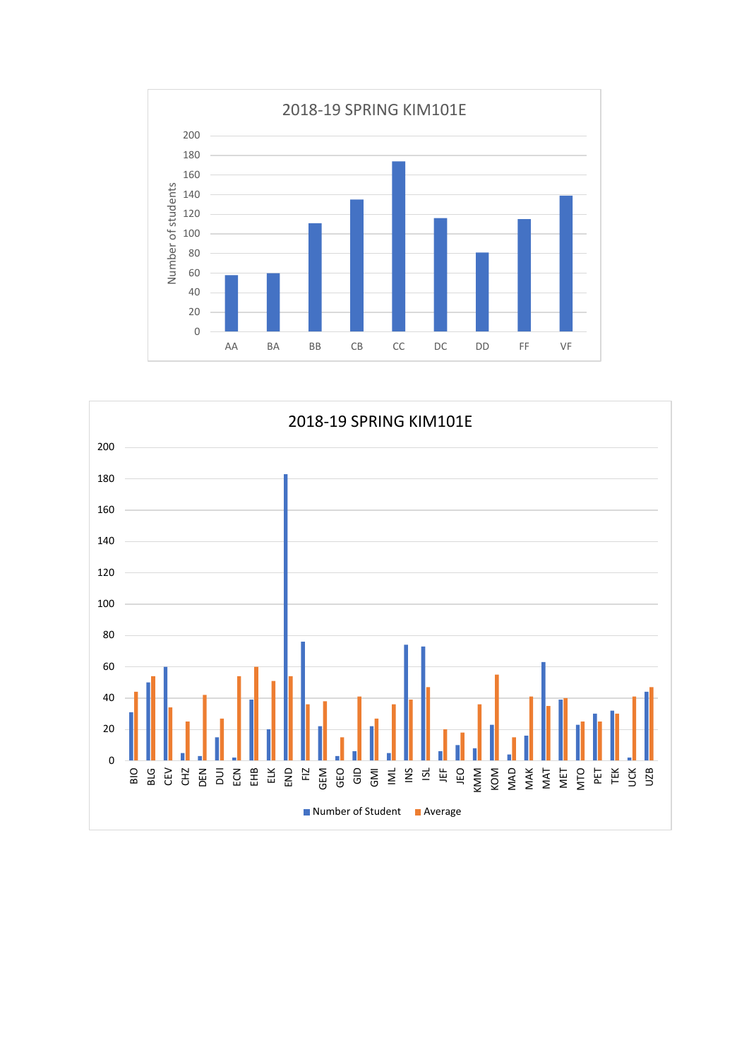2018-19 SPRING KIM101E

Number of students

200
180
160
140
120
100
80
60
40
20
0

AA BA BB CB CC DC DD FF VF

2018-19 SPRING KIM101E

200
180
160
140
120
100
80
60
40
20
0

BIO BLG CEV CHZ DEN DUI ECN EHB ELK END FIZ GEM GEO GID GMI IML INS ISL JEF JEO KMM KOM MAD MAK MAT MET MTO PET TEK UCK UZB

Number of Student Average